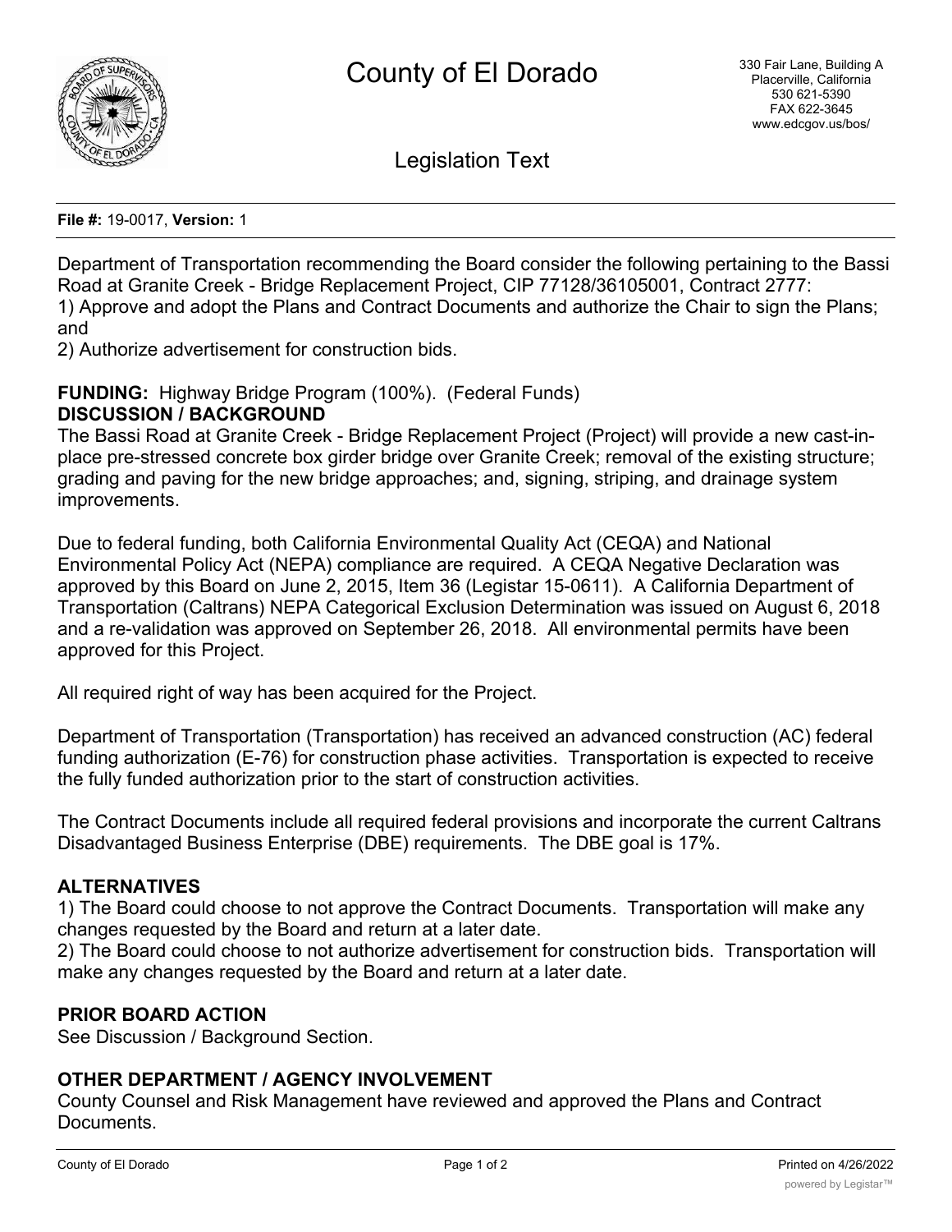# County of El Dorado

330 Fair Lane, Building A
Placerville, California
530 621-5390
FAX 622-3645
www.edcgov.us/bos/

## Legislation Text

**File #:** 19-0017, **Version:** 1

Department of Transportation recommending the Board consider the following pertaining to the Bassi Road at Granite Creek - Bridge Replacement Project, CIP 77128/36105001, Contract 2777:
1) Approve and adopt the Plans and Contract Documents and authorize the Chair to sign the Plans; and
2) Authorize advertisement for construction bids.

**FUNDING:** Highway Bridge Program (100%). (Federal Funds)

**DISCUSSION / BACKGROUND**

The Bassi Road at Granite Creek - Bridge Replacement Project (Project) will provide a new cast-in-place pre-stressed concrete box girder bridge over Granite Creek; removal of the existing structure; grading and paving for the new bridge approaches; and, signing, striping, and drainage system improvements.

Due to federal funding, both California Environmental Quality Act (CEQA) and National Environmental Policy Act (NEPA) compliance are required. A CEQA Negative Declaration was approved by this Board on June 2, 2015, Item 36 (Legistar 15-0611). A California Department of Transportation (Caltrans) NEPA Categorical Exclusion Determination was issued on August 6, 2018 and a re-validation was approved on September 26, 2018. All environmental permits have been approved for this Project.

All required right of way has been acquired for the Project.

Department of Transportation (Transportation) has received an advanced construction (AC) federal funding authorization (E-76) for construction phase activities. Transportation is expected to receive the fully funded authorization prior to the start of construction activities.

The Contract Documents include all required federal provisions and incorporate the current Caltrans Disadvantaged Business Enterprise (DBE) requirements. The DBE goal is 17%.

**ALTERNATIVES**

1) The Board could choose to not approve the Contract Documents. Transportation will make any changes requested by the Board and return at a later date.
2) The Board could choose to not authorize advertisement for construction bids. Transportation will make any changes requested by the Board and return at a later date.

**PRIOR BOARD ACTION**

See Discussion / Background Section.

**OTHER DEPARTMENT / AGENCY INVOLVEMENT**

County Counsel and Risk Management have reviewed and approved the Plans and Contract Documents.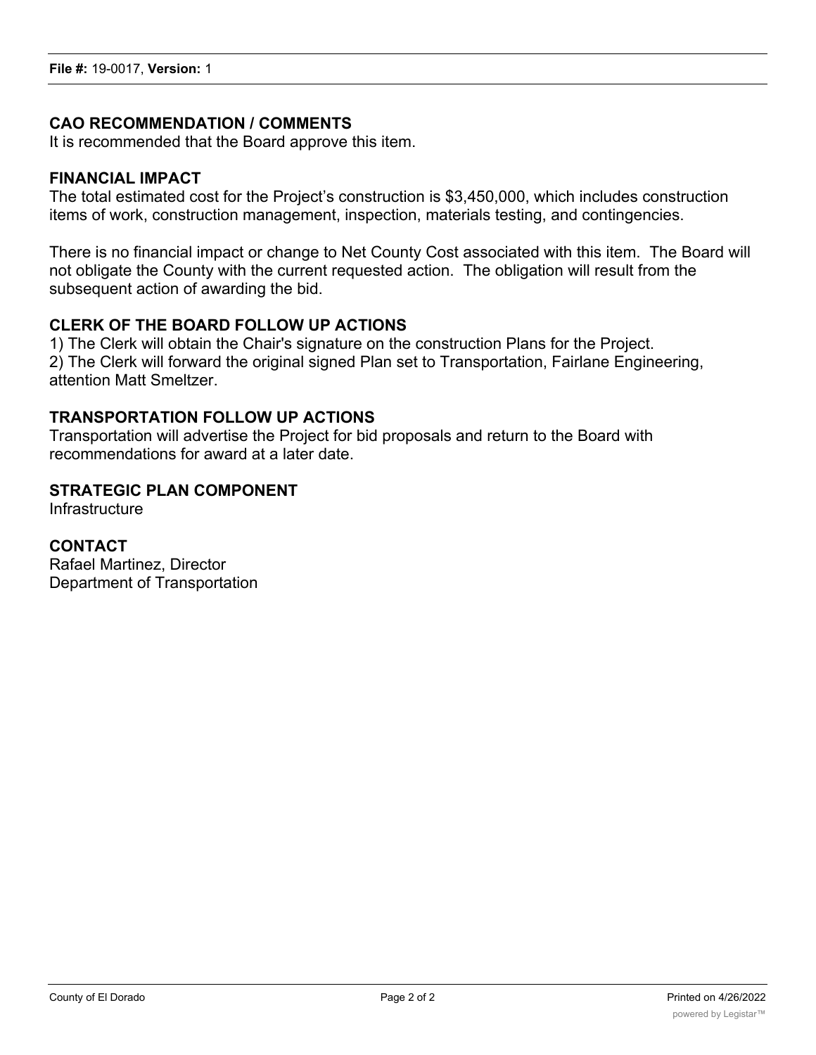**File #:** 19-0017, **Version:** 1

## CAO RECOMMENDATION / COMMENTS

It is recommended that the Board approve this item.

## FINANCIAL IMPACT

The total estimated cost for the Project's construction is $3,450,000, which includes construction items of work, construction management, inspection, materials testing, and contingencies.

There is no financial impact or change to Net County Cost associated with this item. The Board will not obligate the County with the current requested action. The obligation will result from the subsequent action of awarding the bid.

## CLERK OF THE BOARD FOLLOW UP ACTIONS

1) The Clerk will obtain the Chair's signature on the construction Plans for the Project.
2) The Clerk will forward the original signed Plan set to Transportation, Fairlane Engineering, attention Matt Smeltzer.

## TRANSPORTATION FOLLOW UP ACTIONS

Transportation will advertise the Project for bid proposals and return to the Board with recommendations for award at a later date.

## STRATEGIC PLAN COMPONENT

Infrastructure

## CONTACT

Rafael Martinez, Director
Department of Transportation